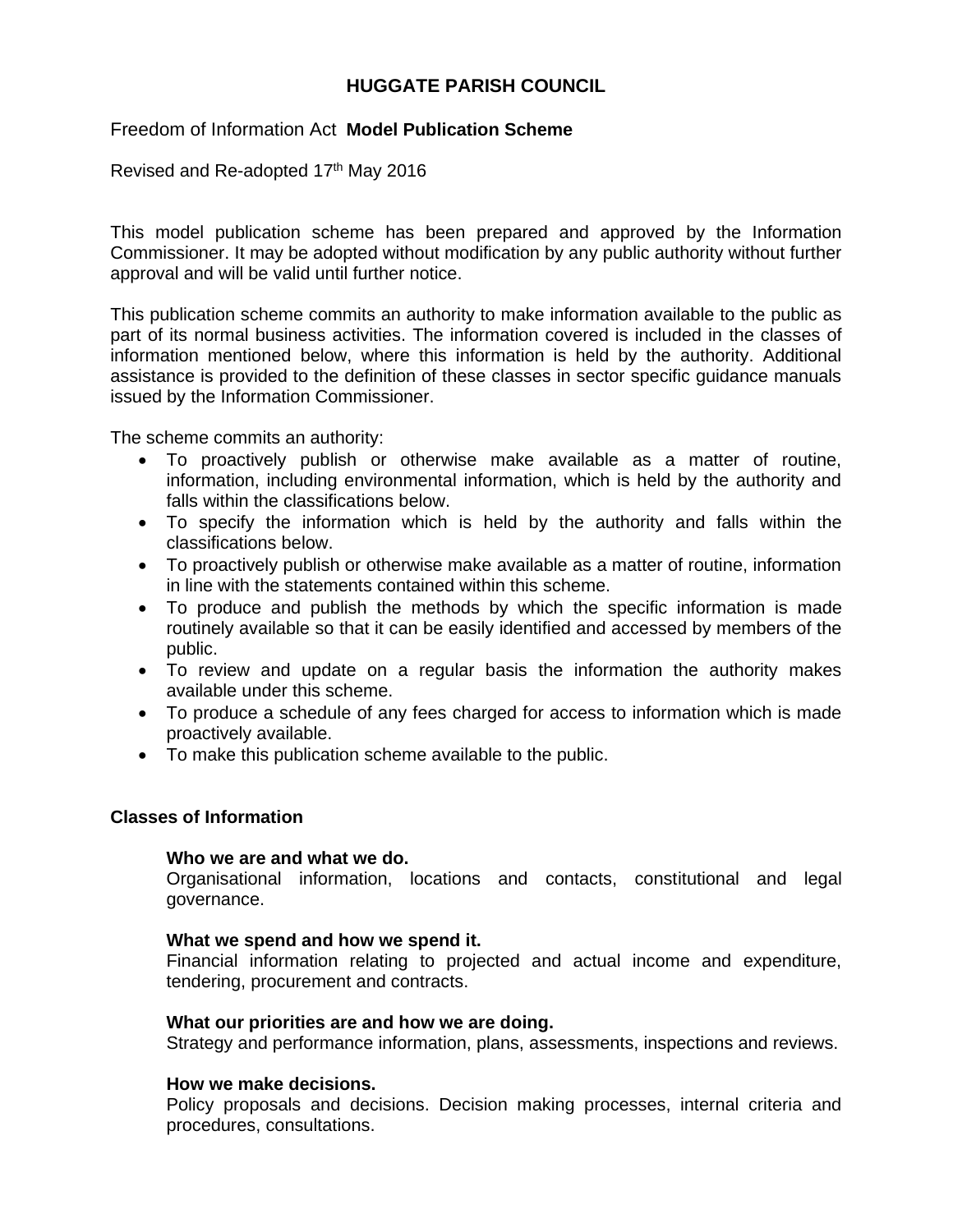# HUGGATE PARISH COUNCIL

Freedom of Information Act **Model Publication Scheme**

Revised and Re-adopted 17th May 2016

This model publication scheme has been prepared and approved by the Information Commissioner. It may be adopted without modification by any public authority without further approval and will be valid until further notice.

This publication scheme commits an authority to make information available to the public as part of its normal business activities. The information covered is included in the classes of information mentioned below, where this information is held by the authority. Additional assistance is provided to the definition of these classes in sector specific guidance manuals issued by the Information Commissioner.

The scheme commits an authority:

- To proactively publish or otherwise make available as a matter of routine, information, including environmental information, which is held by the authority and falls within the classifications below.
- To specify the information which is held by the authority and falls within the classifications below.
- To proactively publish or otherwise make available as a matter of routine, information in line with the statements contained within this scheme.
- To produce and publish the methods by which the specific information is made routinely available so that it can be easily identified and accessed by members of the public.
- To review and update on a regular basis the information the authority makes available under this scheme.
- To produce a schedule of any fees charged for access to information which is made proactively available.
- To make this publication scheme available to the public.

## Classes of Information

**Who we are and what we do.**
Organisational information, locations and contacts, constitutional and legal governance.

**What we spend and how we spend it.**
Financial information relating to projected and actual income and expenditure, tendering, procurement and contracts.

**What our priorities are and how we are doing.**
Strategy and performance information, plans, assessments, inspections and reviews.

**How we make decisions.**
Policy proposals and decisions. Decision making processes, internal criteria and procedures, consultations.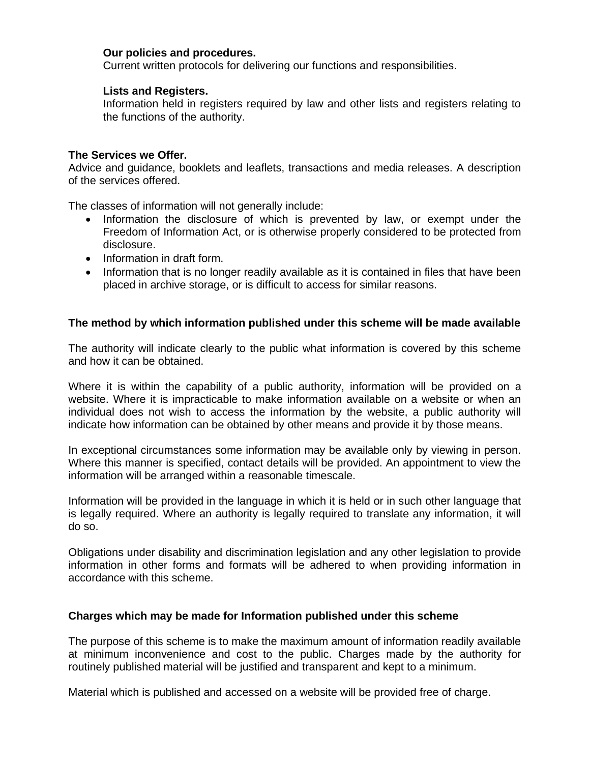**Our policies and procedures.**
Current written protocols for delivering our functions and responsibilities.

**Lists and Registers.**
Information held in registers required by law and other lists and registers relating to the functions of the authority.

**The Services we Offer.**
Advice and guidance, booklets and leaflets, transactions and media releases. A description of the services offered.

The classes of information will not generally include:

- Information the disclosure of which is prevented by law, or exempt under the Freedom of Information Act, or is otherwise properly considered to be protected from disclosure.
- Information in draft form.
- Information that is no longer readily available as it is contained in files that have been placed in archive storage, or is difficult to access for similar reasons.

**The method by which information published under this scheme will be made available**

The authority will indicate clearly to the public what information is covered by this scheme and how it can be obtained.

Where it is within the capability of a public authority, information will be provided on a website. Where it is impracticable to make information available on a website or when an individual does not wish to access the information by the website, a public authority will indicate how information can be obtained by other means and provide it by those means.

In exceptional circumstances some information may be available only by viewing in person. Where this manner is specified, contact details will be provided. An appointment to view the information will be arranged within a reasonable timescale.

Information will be provided in the language in which it is held or in such other language that is legally required. Where an authority is legally required to translate any information, it will do so.

Obligations under disability and discrimination legislation and any other legislation to provide information in other forms and formats will be adhered to when providing information in accordance with this scheme.

**Charges which may be made for Information published under this scheme**

The purpose of this scheme is to make the maximum amount of information readily available at minimum inconvenience and cost to the public. Charges made by the authority for routinely published material will be justified and transparent and kept to a minimum.

Material which is published and accessed on a website will be provided free of charge.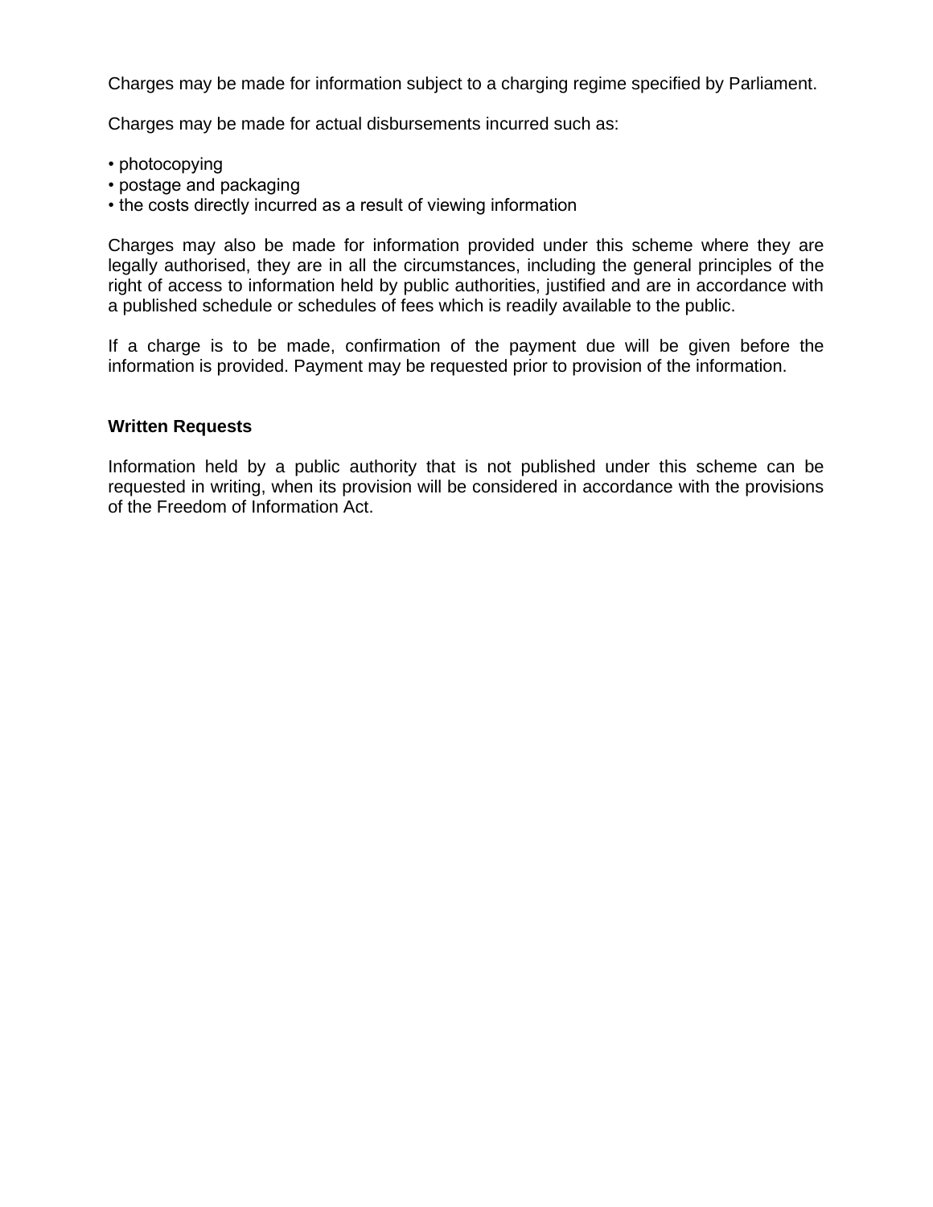Charges may be made for information subject to a charging regime specified by Parliament.

Charges may be made for actual disbursements incurred such as:

- photocopying
- postage and packaging
- the costs directly incurred as a result of viewing information

Charges may also be made for information provided under this scheme where they are legally authorised, they are in all the circumstances, including the general principles of the right of access to information held by public authorities, justified and are in accordance with a published schedule or schedules of fees which is readily available to the public.

If a charge is to be made, confirmation of the payment due will be given before the information is provided. Payment may be requested prior to provision of the information.

**Written Requests**

Information held by a public authority that is not published under this scheme can be requested in writing, when its provision will be considered in accordance with the provisions of the Freedom of Information Act.